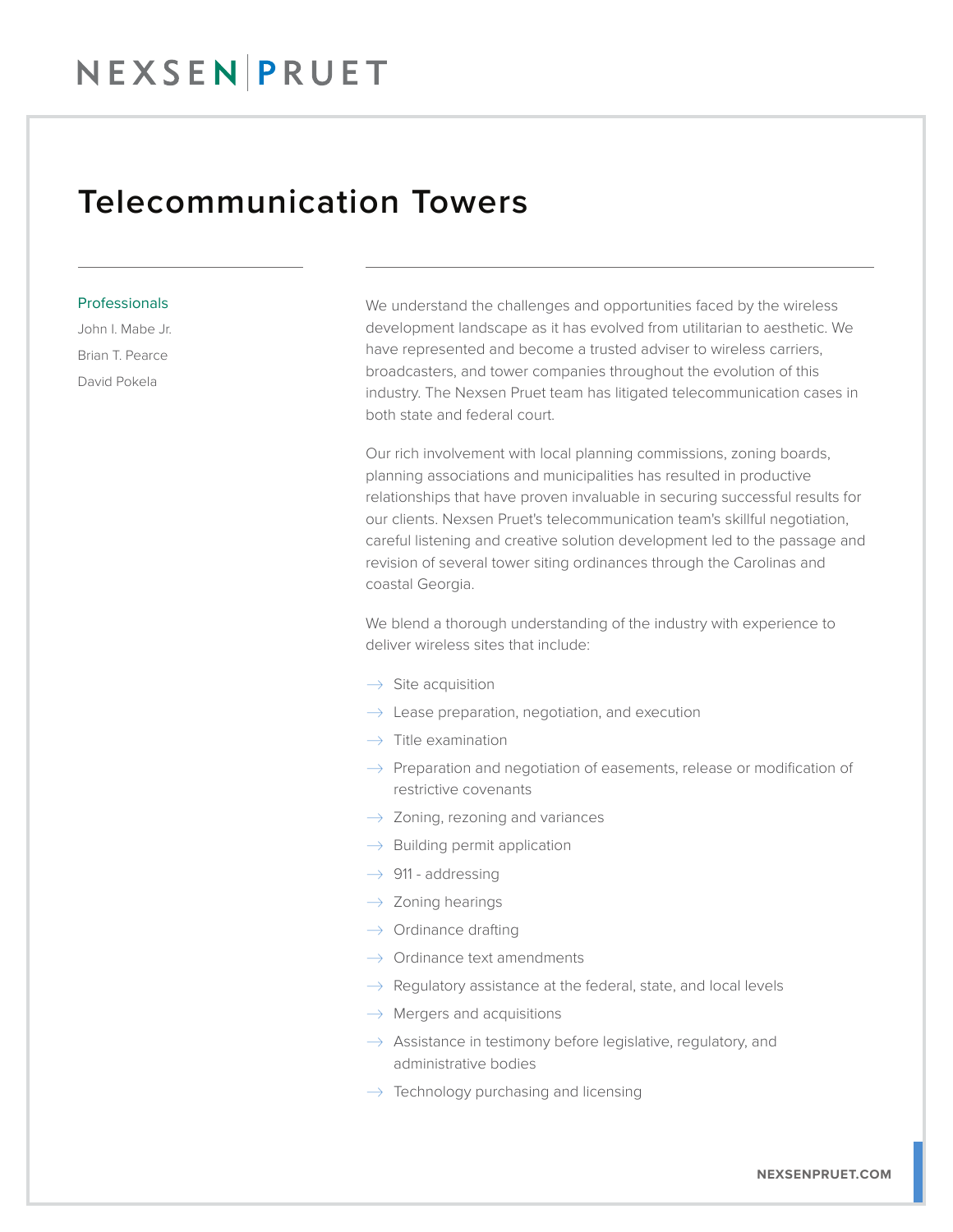# Telecommunication Towers

**Professionals**

John I. Mabe Jr.

Brian T. Pearce

David Pokela

We understand the challenges and opportunities faced by the wireless development landscape as it has evolved from utilitarian to aesthetic. We have represented and become a trusted adviser to wireless carriers, broadcasters, and tower companies throughout the evolution of this industry. The Nexsen Pruet team has litigated telecommunication cases in both state and federal court.

Our rich involvement with local planning commissions, zoning boards, planning associations and municipalities has resulted in productive relationships that have proven invaluable in securing successful results for our clients. Nexsen Pruet's telecommunication team's skillful negotiation, careful listening and creative solution development led to the passage and revision of several tower siting ordinances through the Carolinas and coastal Georgia.

We blend a thorough understanding of the industry with experience to deliver wireless sites that include:

- Site acquisition
- Lease preparation, negotiation, and execution
- Title examination
- Preparation and negotiation of easements, release or modification of restrictive covenants
- Zoning, rezoning and variances
- Building permit application
- 911 - addressing
- Zoning hearings
- Ordinance drafting
- Ordinance text amendments
- Regulatory assistance at the federal, state, and local levels
- Mergers and acquisitions
- Assistance in testimony before legislative, regulatory, and administrative bodies
- Technology purchasing and licensing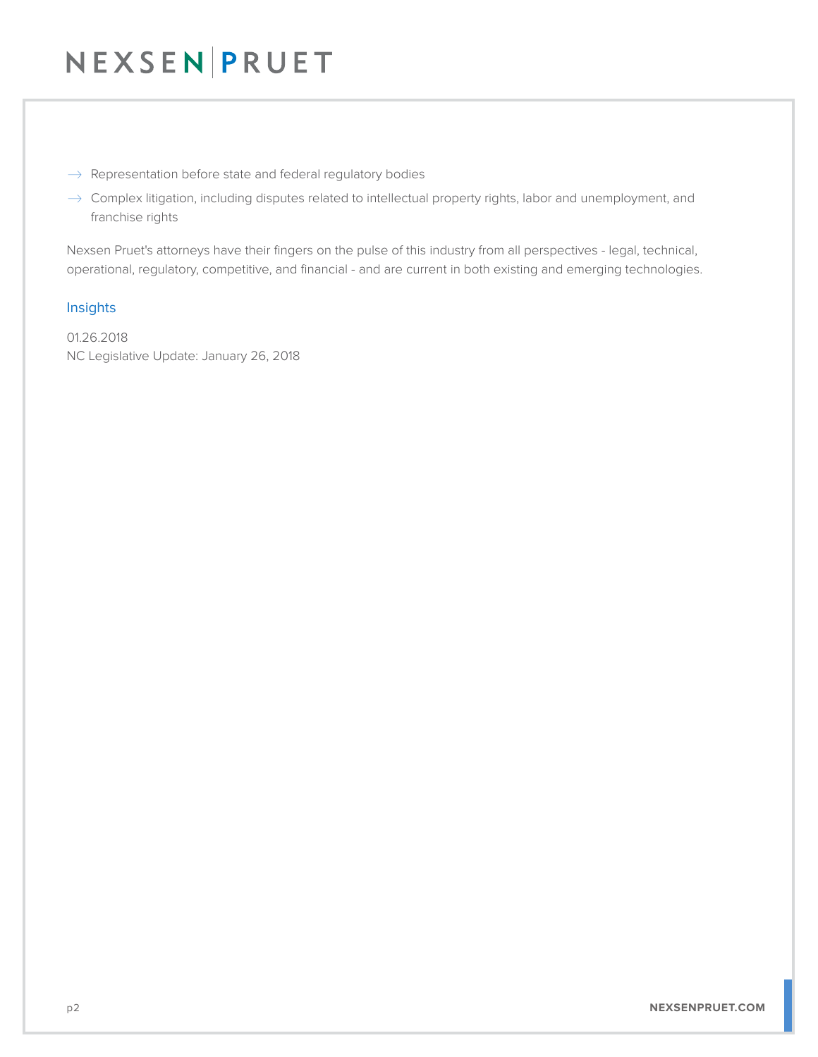- Representation before state and federal regulatory bodies
- Complex litigation, including disputes related to intellectual property rights, labor and unemployment, and franchise rights

Nexsen Pruet's attorneys have their fingers on the pulse of this industry from all perspectives - legal, technical, operational, regulatory, competitive, and financial - and are current in both existing and emerging technologies.

## Insights

01.26.2018
NC Legislative Update: January 26, 2018